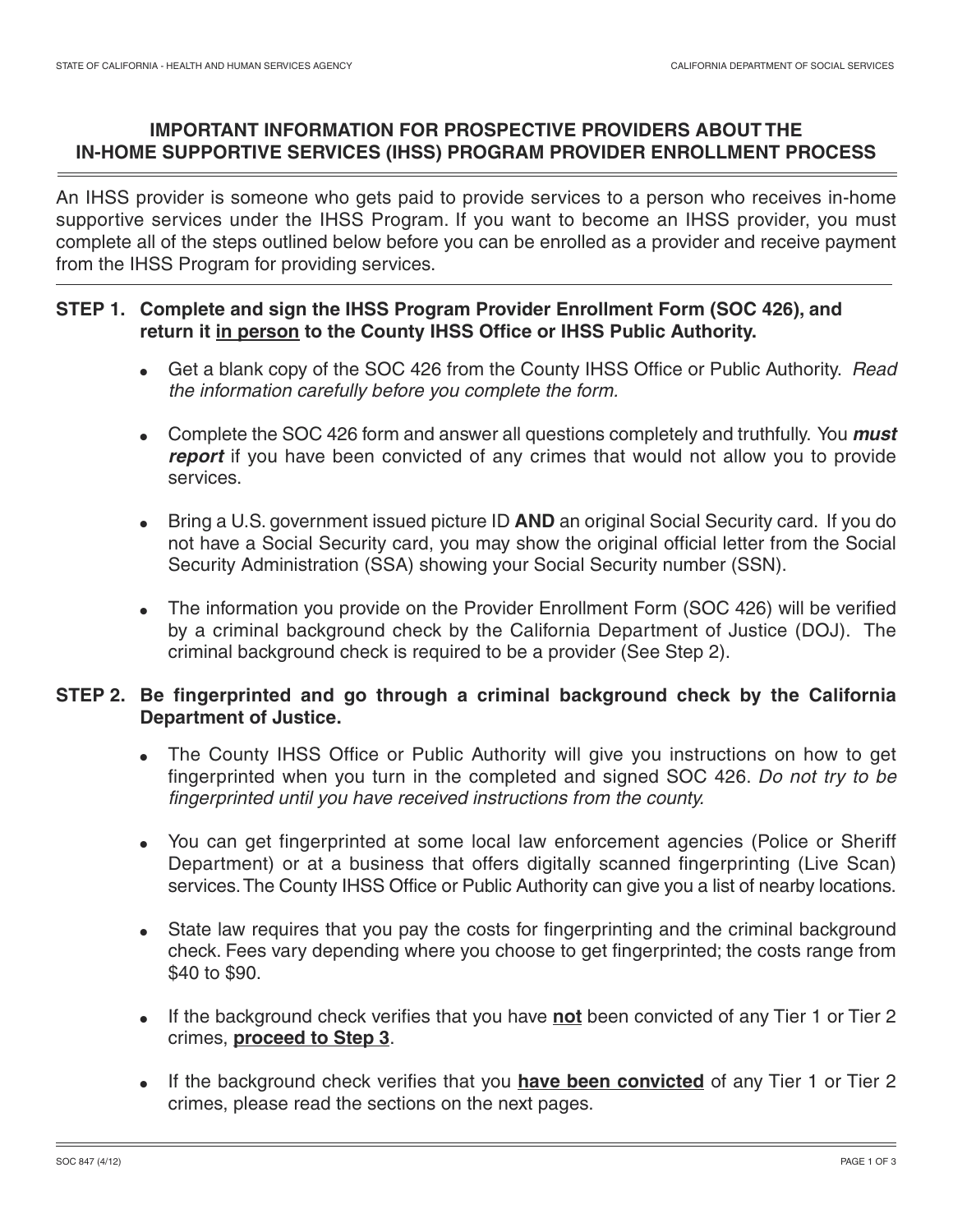## IMPORTANT INFORMATION FOR PROSPECTIVE PROVIDERS ABOUT THE IN-HOME SUPPORTIVE SERVICES (IHSS) PROGRAM PROVIDER ENROLLMENT PROCESS

An IHSS provider is someone who gets paid to provide services to a person who receives in-home supportive services under the IHSS Program. If you want to become an IHSS provider, you must complete all of the steps outlined below before you can be enrolled as a provider and receive payment from the IHSS Program for providing services.

### STEP 1. Complete and sign the IHSS Program Provider Enrollment Form (SOC 426), and return it <u>in person</u> to the County IHSS Office or IHSS Public Authority.

- Get a blank copy of the SOC 426 from the County IHSS Office or Public Authority. *Read the information carefully before you complete the form.*
- Complete the SOC 426 form and answer all questions completely and truthfully. You ***must report*** if you have been convicted of any crimes that would not allow you to provide services.
- Bring a U.S. government issued picture ID **AND** an original Social Security card. If you do not have a Social Security card, you may show the original official letter from the Social Security Administration (SSA) showing your Social Security number (SSN).
- The information you provide on the Provider Enrollment Form (SOC 426) will be verified by a criminal background check by the California Department of Justice (DOJ). The criminal background check is required to be a provider (See Step 2).

### STEP 2. Be fingerprinted and go through a criminal background check by the California Department of Justice.

- The County IHSS Office or Public Authority will give you instructions on how to get fingerprinted when you turn in the completed and signed SOC 426. *Do not try to be fingerprinted until you have received instructions from the county.*
- You can get fingerprinted at some local law enforcement agencies (Police or Sheriff Department) or at a business that offers digitally scanned fingerprinting (Live Scan) services. The County IHSS Office or Public Authority can give you a list of nearby locations.
- State law requires that you pay the costs for fingerprinting and the criminal background check. Fees vary depending where you choose to get fingerprinted; the costs range from $40 to $90.
- If the background check verifies that you have <u>**not**</u> been convicted of any Tier 1 or Tier 2 crimes, <u>**proceed to Step 3**</u>.
- If the background check verifies that you <u>**have been convicted**</u> of any Tier 1 or Tier 2 crimes, please read the sections on the next pages.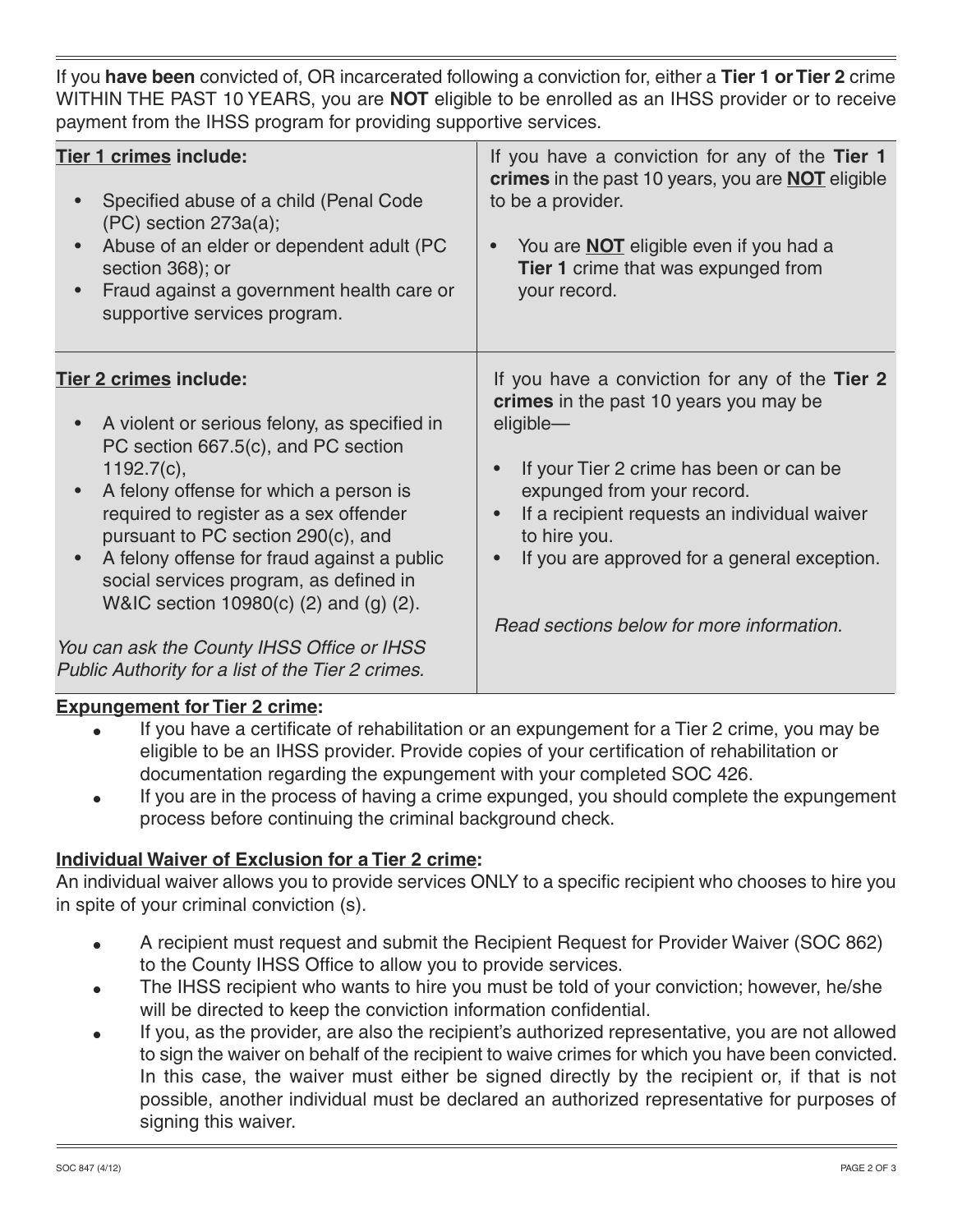If you **have been** convicted of, OR incarcerated following a conviction for, either a **Tier 1 or Tier 2** crime WITHIN THE PAST 10 YEARS, you are **NOT** eligible to be enrolled as an IHSS provider or to receive payment from the IHSS program for providing supportive services.

| **Tier 1 crimes include:** | If you have a conviction for any of the **Tier 1 crimes** in the past 10 years, you are **NOT** eligible to be a provider. |
|---|---|
| • Specified abuse of a child (Penal Code (PC) section 273a(a);<br>• Abuse of an elder or dependent adult (PC section 368); or<br>• Fraud against a government health care or supportive services program. | • You are **NOT** eligible even if you had a **Tier 1** crime that was expunged from your record. |
| **Tier 2 crimes include:**<br><br>• A violent or serious felony, as specified in PC section 667.5(c), and PC section 1192.7(c),<br>• A felony offense for which a person is required to register as a sex offender pursuant to PC section 290(c), and<br>• A felony offense for fraud against a public social services program, as defined in W&IC section 10980(c) (2) and (g) (2).<br><br>*You can ask the County IHSS Office or IHSS Public Authority for a list of the Tier 2 crimes.* | If you have a conviction for any of the **Tier 2 crimes** in the past 10 years you may be eligible—<br><br>• If your Tier 2 crime has been or can be expunged from your record.<br>• If a recipient requests an individual waiver to hire you.<br>• If you are approved for a general exception.<br><br>*Read sections below for more information.* |

**Expungement for Tier 2 crime:**

- If you have a certificate of rehabilitation or an expungement for a Tier 2 crime, you may be eligible to be an IHSS provider. Provide copies of your certification of rehabilitation or documentation regarding the expungement with your completed SOC 426.
- If you are in the process of having a crime expunged, you should complete the expungement process before continuing the criminal background check.

**Individual Waiver of Exclusion for a Tier 2 crime:**

An individual waiver allows you to provide services ONLY to a specific recipient who chooses to hire you in spite of your criminal conviction (s).

- A recipient must request and submit the Recipient Request for Provider Waiver (SOC 862) to the County IHSS Office to allow you to provide services.
- The IHSS recipient who wants to hire you must be told of your conviction; however, he/she will be directed to keep the conviction information confidential.
- If you, as the provider, are also the recipient's authorized representative, you are not allowed to sign the waiver on behalf of the recipient to waive crimes for which you have been convicted. In this case, the waiver must either be signed directly by the recipient or, if that is not possible, another individual must be declared an authorized representative for purposes of signing this waiver.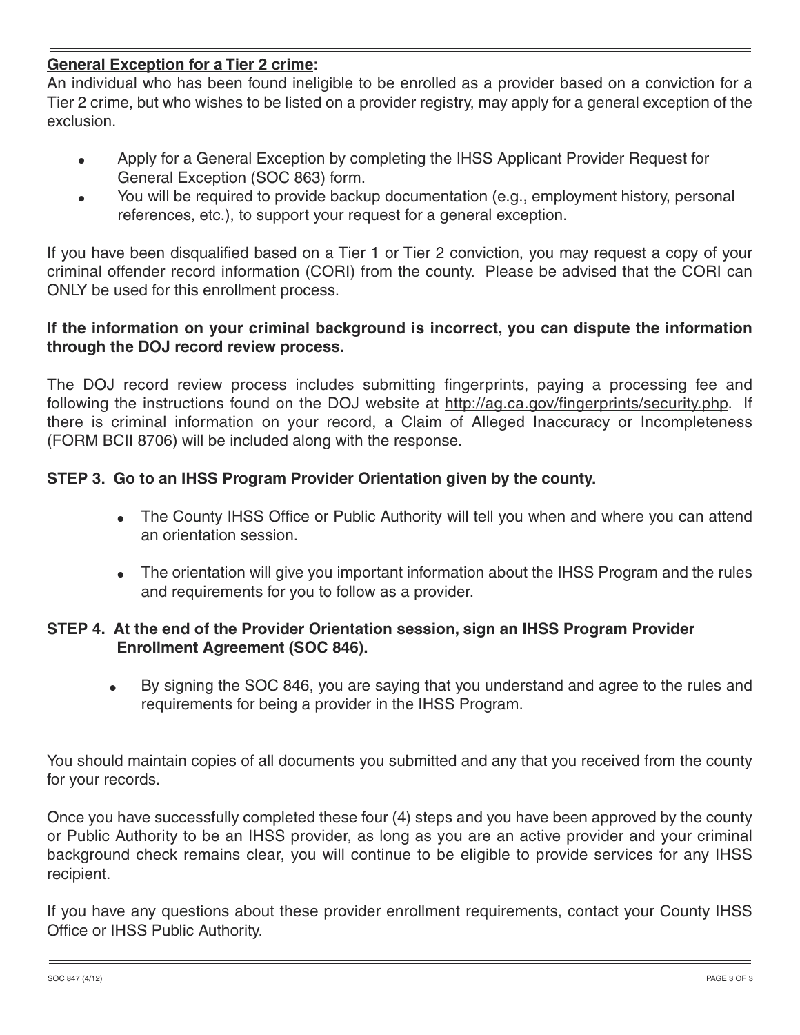**General Exception for a Tier 2 crime:**

An individual who has been found ineligible to be enrolled as a provider based on a conviction for a Tier 2 crime, but who wishes to be listed on a provider registry, may apply for a general exception of the exclusion.

- Apply for a General Exception by completing the IHSS Applicant Provider Request for General Exception (SOC 863) form.
- You will be required to provide backup documentation (e.g., employment history, personal references, etc.), to support your request for a general exception.

If you have been disqualified based on a Tier 1 or Tier 2 conviction, you may request a copy of your criminal offender record information (CORI) from the county. Please be advised that the CORI can ONLY be used for this enrollment process.

**If the information on your criminal background is incorrect, you can dispute the information through the DOJ record review process.**

The DOJ record review process includes submitting fingerprints, paying a processing fee and following the instructions found on the DOJ website at http://ag.ca.gov/fingerprints/security.php. If there is criminal information on your record, a Claim of Alleged Inaccuracy or Incompleteness (FORM BCII 8706) will be included along with the response.

**STEP 3. Go to an IHSS Program Provider Orientation given by the county.**

- The County IHSS Office or Public Authority will tell you when and where you can attend an orientation session.
- The orientation will give you important information about the IHSS Program and the rules and requirements for you to follow as a provider.

**STEP 4. At the end of the Provider Orientation session, sign an IHSS Program Provider Enrollment Agreement (SOC 846).**

- By signing the SOC 846, you are saying that you understand and agree to the rules and requirements for being a provider in the IHSS Program.

You should maintain copies of all documents you submitted and any that you received from the county for your records.

Once you have successfully completed these four (4) steps and you have been approved by the county or Public Authority to be an IHSS provider, as long as you are an active provider and your criminal background check remains clear, you will continue to be eligible to provide services for any IHSS recipient.

If you have any questions about these provider enrollment requirements, contact your County IHSS Office or IHSS Public Authority.

SOC 847 (4/12)